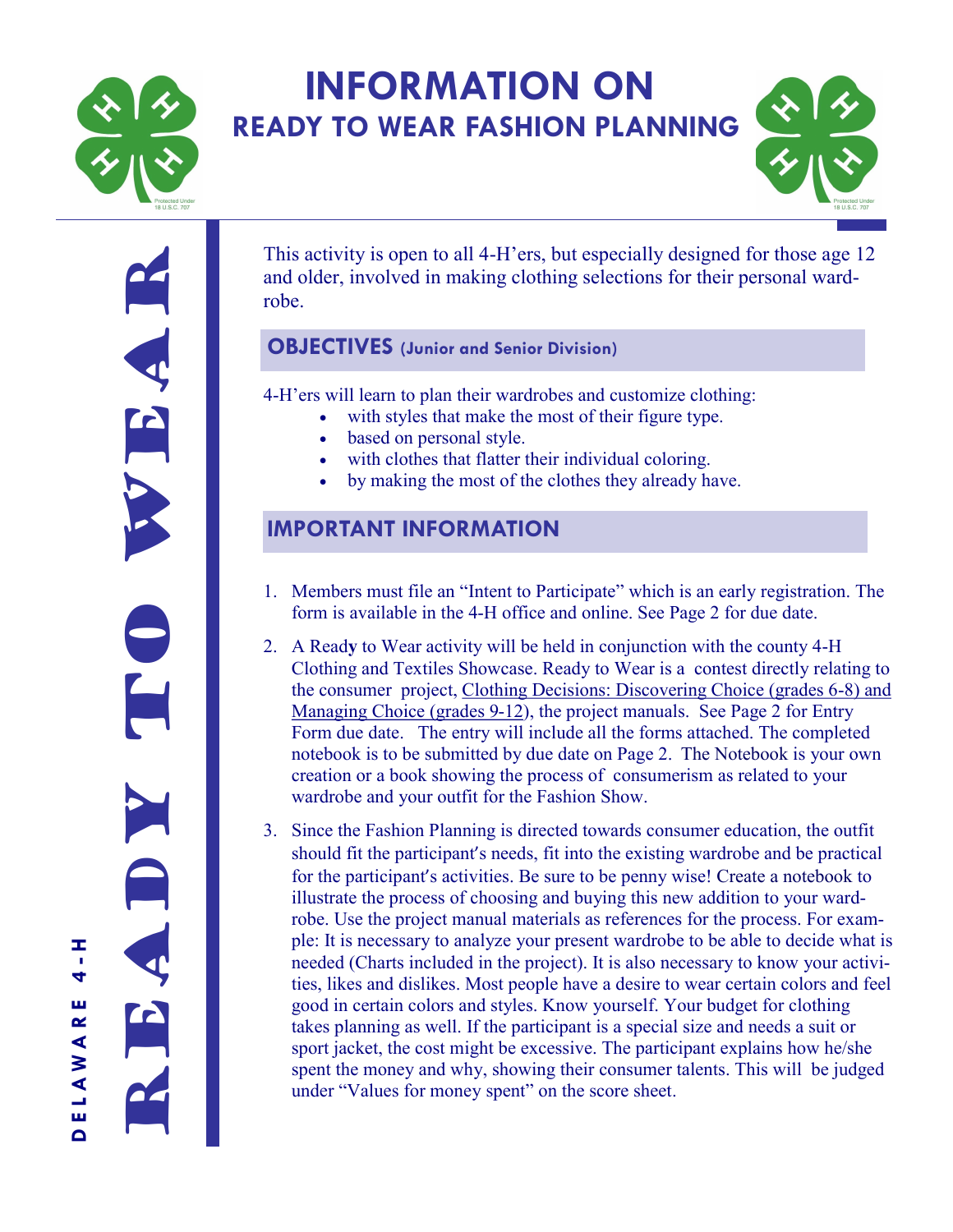# INFORMATION ON

## READY TO WEAR FASHION PLANNING

READY TO WEAR

DELAWARE 4-H

This activity is open to all 4-H'ers, but especially designed for those age 12 and older, involved in making clothing selections for their personal wardrobe.

## OBJECTIVES (Junior and Senior Division)

4-H'ers will learn to plan their wardrobes and customize clothing:

- with styles that make the most of their figure type.
- based on personal style.
- with clothes that flatter their individual coloring.
- by making the most of the clothes they already have.

## IMPORTANT INFORMATION

1. Members must file an "Intent to Participate" which is an early registration. The form is available in the 4-H office and online. See Page 2 for due date.
2. A Ready to Wear activity will be held in conjunction with the county 4-H Clothing and Textiles Showcase. Ready to Wear is a contest directly relating to the consumer project, Clothing Decisions: Discovering Choice (grades 6-8) and Managing Choice (grades 9-12), the project manuals. See Page 2 for Entry Form due date. The entry will include all the forms attached. The completed notebook is to be submitted by due date on Page 2. The Notebook is your own creation or a book showing the process of consumerism as related to your wardrobe and your outfit for the Fashion Show.
3. Since the Fashion Planning is directed towards consumer education, the outfit should fit the participant's needs, fit into the existing wardrobe and be practical for the participant's activities. Be sure to be penny wise! Create a notebook to illustrate the process of choosing and buying this new addition to your wardrobe. Use the project manual materials as references for the process. For example: It is necessary to analyze your present wardrobe to be able to decide what is needed (Charts included in the project). It is also necessary to know your activities, likes and dislikes. Most people have a desire to wear certain colors and feel good in certain colors and styles. Know yourself. Your budget for clothing takes planning as well. If the participant is a special size and needs a suit or sport jacket, the cost might be excessive. The participant explains how he/she spent the money and why, showing their consumer talents. This will be judged under "Values for money spent" on the score sheet.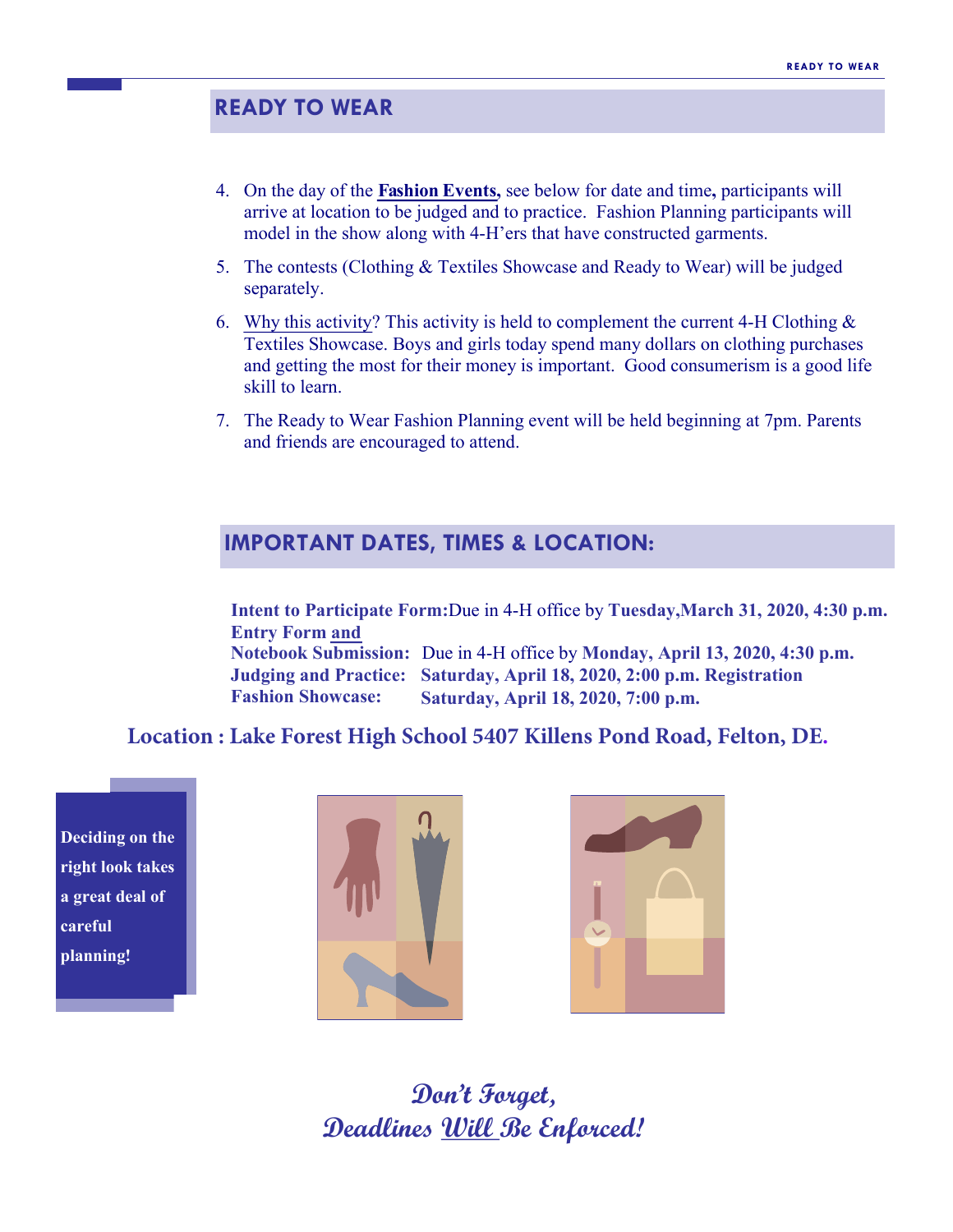## READY TO WEAR

4. On the day of the **Fashion Events,** see below for date and time**,** participants will arrive at location to be judged and to practice. Fashion Planning participants will model in the show along with 4-H'ers that have constructed garments.
5. The contests (Clothing & Textiles Showcase and Ready to Wear) will be judged separately.
6. Why this activity? This activity is held to complement the current 4-H Clothing & Textiles Showcase. Boys and girls today spend many dollars on clothing purchases and getting the most for their money is important. Good consumerism is a good life skill to learn.
7. The Ready to Wear Fashion Planning event will be held beginning at 7pm. Parents and friends are encouraged to attend.

## IMPORTANT DATES, TIMES & LOCATION:

**Intent to Participate Form:** Due in 4-H office by **Tuesday, March 31, 2020, 4:30 p.m.**
**Entry Form and Notebook Submission:** Due in 4-H office by **Monday, April 13, 2020, 4:30 p.m.**
**Judging and Practice:** **Saturday, April 18, 2020, 2:00 p.m. Registration**
**Fashion Showcase:** **Saturday, April 18, 2020, 7:00 p.m.**

**Location : Lake Forest High School 5407 Killens Pond Road, Felton, DE.**

**Deciding on the right look takes a great deal of careful planning!**

***Don't Forget, Deadlines Will Be Enforced!***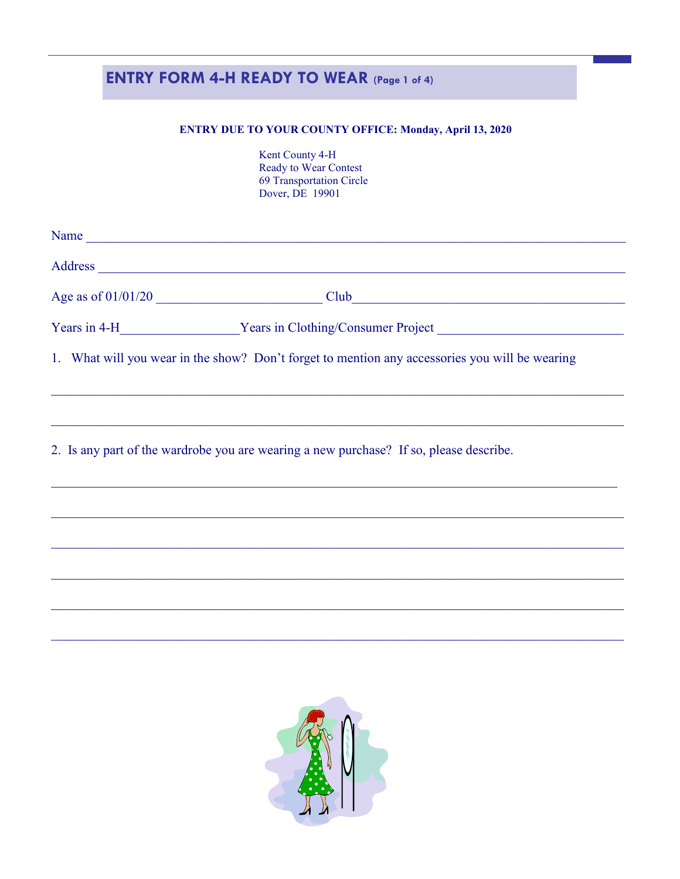# ENTRY FORM 4-H READY TO WEAR (Page 1 of 4)

**ENTRY DUE TO YOUR COUNTY OFFICE: Monday, April 13, 2020**

Kent County 4-H
Ready to Wear Contest
69 Transportation Circle
Dover, DE 19901

Name ___________________________________________________________________________

Address _________________________________________________________________________

Age as of 01/01/20 _________________________ Club_________________________________________

Years in 4-H_________________Years in Clothing/Consumer Project ___________________________

1. What will you wear in the show? Don't forget to mention any accessories you will be wearing

_____________________________________________________________________________________

_____________________________________________________________________________________

2. Is any part of the wardrobe you are wearing a new purchase? If so, please describe.

_____________________________________________________________________________________

_____________________________________________________________________________________

_____________________________________________________________________________________

_____________________________________________________________________________________

_____________________________________________________________________________________

_____________________________________________________________________________________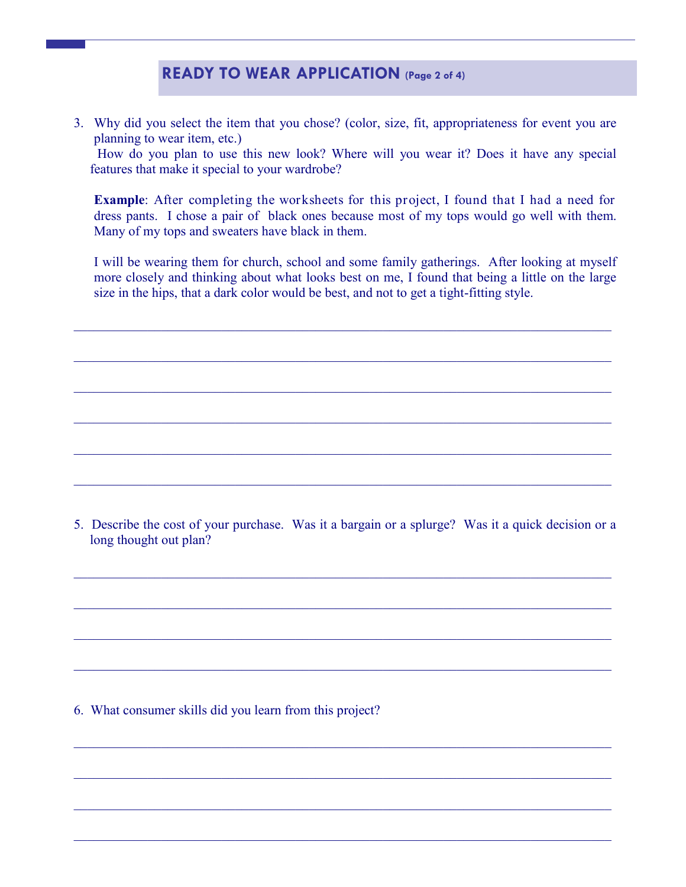## READY TO WEAR APPLICATION (Page 2 of 4)

3. Why did you select the item that you chose? (color, size, fit, appropriateness for event you are planning to wear item, etc.)
   How do you plan to use this new look? Where will you wear it? Does it have any special features that make it special to your wardrobe?

   **Example**: After completing the worksheets for this project, I found that I had a need for dress pants. I chose a pair of black ones because most of my tops would go well with them. Many of my tops and sweaters have black in them.

   I will be wearing them for church, school and some family gatherings. After looking at myself more closely and thinking about what looks best on me, I found that being a little on the large size in the hips, that a dark color would be best, and not to get a tight-fitting style.

______________________________________________________________________________

______________________________________________________________________________

______________________________________________________________________________

______________________________________________________________________________

______________________________________________________________________________

______________________________________________________________________________

5. Describe the cost of your purchase. Was it a bargain or a splurge? Was it a quick decision or a long thought out plan?

______________________________________________________________________________

______________________________________________________________________________

______________________________________________________________________________

______________________________________________________________________________

6. What consumer skills did you learn from this project?

______________________________________________________________________________

______________________________________________________________________________

______________________________________________________________________________

______________________________________________________________________________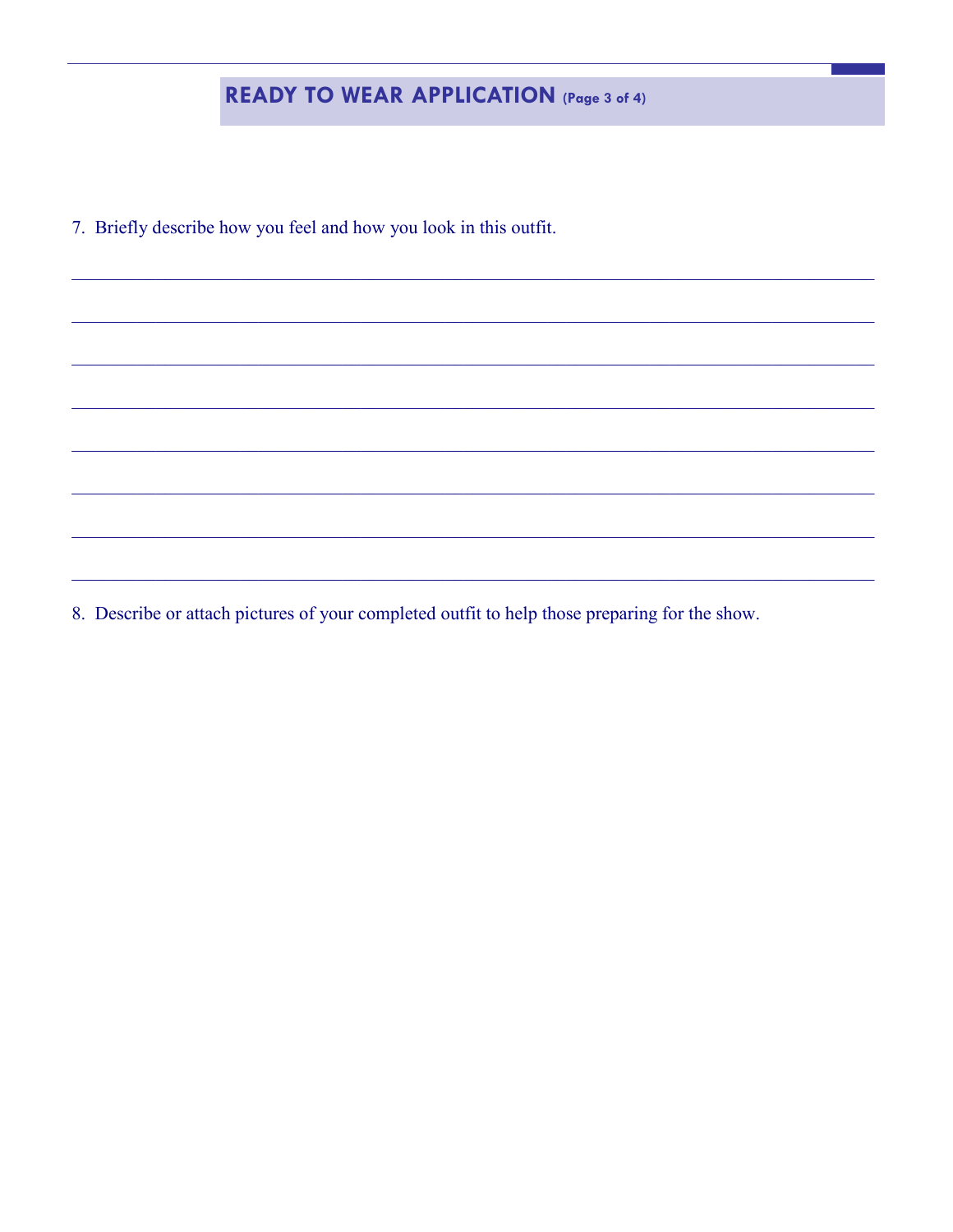## READY TO WEAR APPLICATION (Page 3 of 4)

7. Briefly describe how you feel and how you look in this outfit.

______________________________________________________________________

______________________________________________________________________

______________________________________________________________________

______________________________________________________________________

______________________________________________________________________

______________________________________________________________________

______________________________________________________________________

______________________________________________________________________

8. Describe or attach pictures of your completed outfit to help those preparing for the show.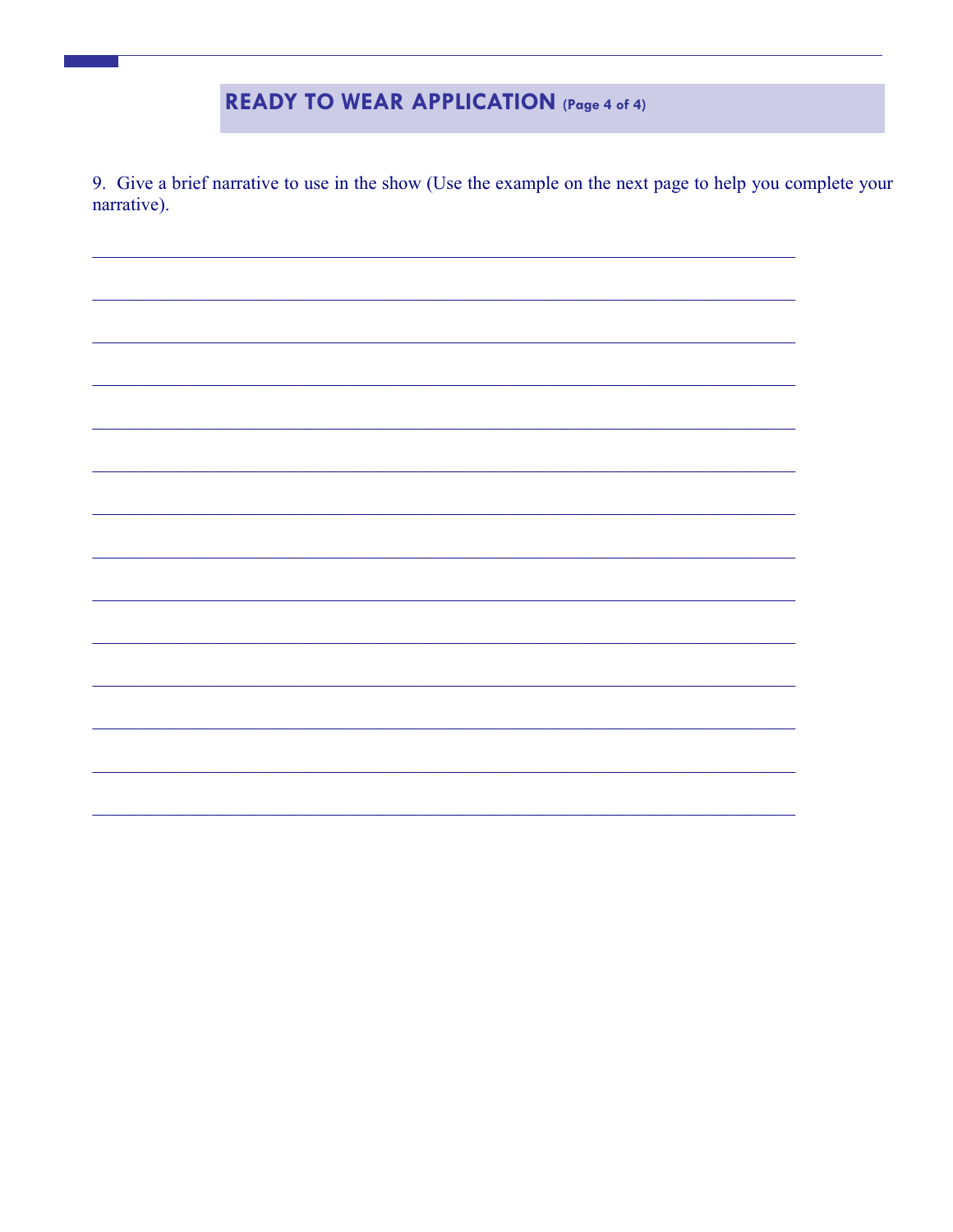## READY TO WEAR APPLICATION (Page 4 of 4)

9. Give a brief narrative to use in the show (Use the example on the next page to help you complete your narrative).

_______________________________________________________________________________

_______________________________________________________________________________

_______________________________________________________________________________

_______________________________________________________________________________

_______________________________________________________________________________

_______________________________________________________________________________

_______________________________________________________________________________

_______________________________________________________________________________

_______________________________________________________________________________

_______________________________________________________________________________

_______________________________________________________________________________

_______________________________________________________________________________

_______________________________________________________________________________

_______________________________________________________________________________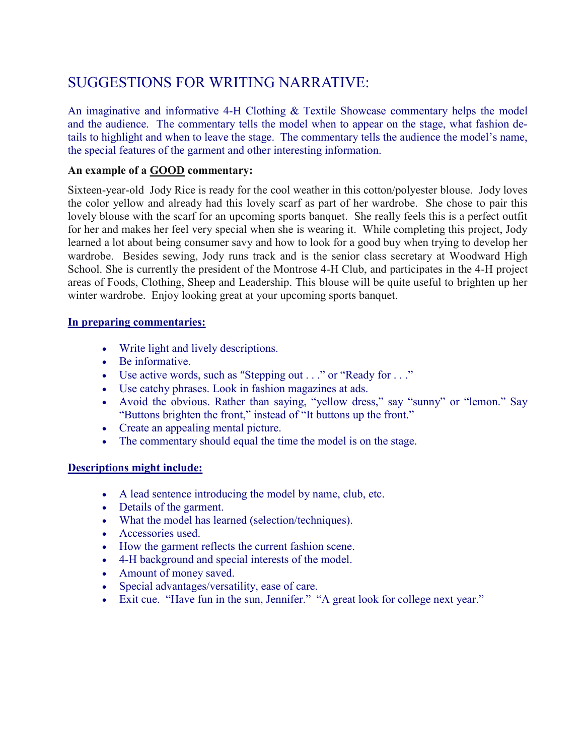## SUGGESTIONS FOR WRITING NARRATIVE:

An imaginative and informative 4-H Clothing & Textile Showcase commentary helps the model and the audience. The commentary tells the model when to appear on the stage, what fashion details to highlight and when to leave the stage. The commentary tells the audience the model's name, the special features of the garment and other interesting information.

**An example of a GOOD commentary:**

Sixteen-year-old Jody Rice is ready for the cool weather in this cotton/polyester blouse. Jody loves the color yellow and already had this lovely scarf as part of her wardrobe. She chose to pair this lovely blouse with the scarf for an upcoming sports banquet. She really feels this is a perfect outfit for her and makes her feel very special when she is wearing it. While completing this project, Jody learned a lot about being consumer savy and how to look for a good buy when trying to develop her wardrobe. Besides sewing, Jody runs track and is the senior class secretary at Woodward High School. She is currently the president of the Montrose 4-H Club, and participates in the 4-H project areas of Foods, Clothing, Sheep and Leadership. This blouse will be quite useful to brighten up her winter wardrobe. Enjoy looking great at your upcoming sports banquet.

**In preparing commentaries:**

- Write light and lively descriptions.
- Be informative.
- Use active words, such as "Stepping out . . ." or "Ready for . . ."
- Use catchy phrases. Look in fashion magazines at ads.
- Avoid the obvious. Rather than saying, "yellow dress," say "sunny" or "lemon." Say "Buttons brighten the front," instead of "It buttons up the front."
- Create an appealing mental picture.
- The commentary should equal the time the model is on the stage.

**Descriptions might include:**

- A lead sentence introducing the model by name, club, etc.
- Details of the garment.
- What the model has learned (selection/techniques).
- Accessories used.
- How the garment reflects the current fashion scene.
- 4-H background and special interests of the model.
- Amount of money saved.
- Special advantages/versatility, ease of care.
- Exit cue. "Have fun in the sun, Jennifer." "A great look for college next year."